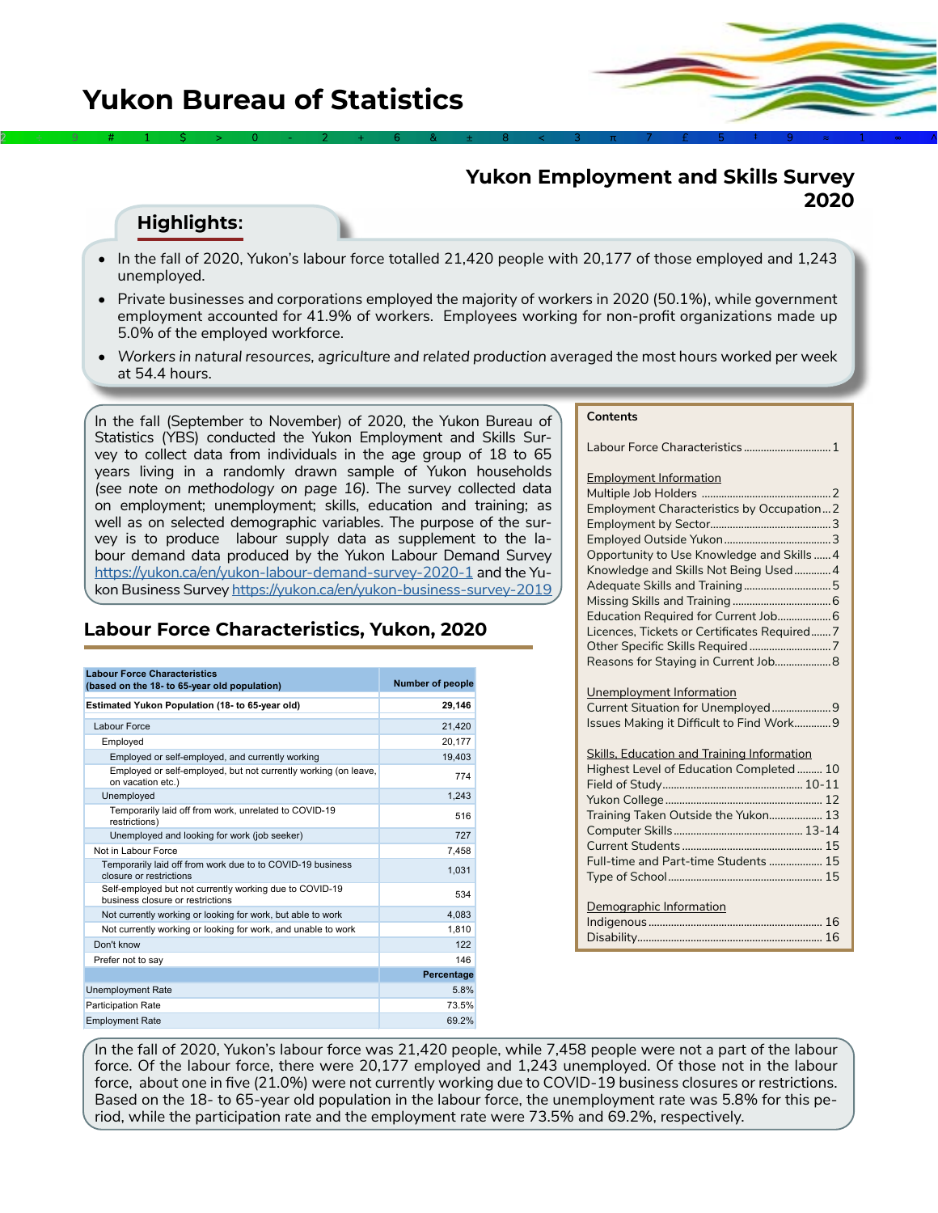# Yukon Bureau of Statistics

## Yukon Employment and Skills Survey 2020

### Highlights:

- In the fall of 2020, Yukon's labour force totalled 21,420 people with 20,177 of those employed and 1,243 unemployed.
- Private businesses and corporations employed the majority of workers in 2020 (50.1%), while government employment accounted for 41.9% of workers. Employees working for non-profit organizations made up 5.0% of the employed workforce.
- *Workers in natural resources, agriculture and related production* averaged the most hours worked per week at 54.4 hours.

In the fall (September to November) of 2020, the Yukon Bureau of Statistics (YBS) conducted the Yukon Employment and Skills Survey to collect data from individuals in the age group of 18 to 65 years living in a randomly drawn sample of Yukon households *(see note on methodology on page 16)*. The survey collected data on employment; unemployment; skills, education and training; as well as on selected demographic variables. The purpose of the survey is to produce labour supply data as supplement to the labour demand data produced by the Yukon Labour Demand Survey https://yukon.ca/en/yukon-labour-demand-survey-2020-1 and the Yukon Business Survey https://yukon.ca/en/yukon-business-survey-2019

**Contents**

- Labour Force Characteristics ..... 1

Employment Information
- Multiple Job Holders ..... 2
- Employment Characteristics by Occupation ..... 2
- Employment by Sector ..... 3
- Employed Outside Yukon ..... 3
- Opportunity to Use Knowledge and Skills ..... 4
- Knowledge and Skills Not Being Used ..... 4
- Adequate Skills and Training ..... 5
- Missing Skills and Training ..... 6
- Education Required for Current Job ..... 6
- Licences, Tickets or Certificates Required ..... 7
- Other Specific Skills Required ..... 7
- Reasons for Staying in Current Job ..... 8

Unemployment Information
- Current Situation for Unemployed ..... 9
- Issues Making it Difficult to Find Work ..... 9

Skills, Education and Training Information
- Highest Level of Education Completed ..... 10
- Field of Study ..... 10-11
- Yukon College ..... 12
- Training Taken Outside the Yukon ..... 13
- Computer Skills ..... 13-14
- Current Students ..... 15
- Full-time and Part-time Students ..... 15
- Type of School ..... 15

Demographic Information
- Indigenous ..... 16
- Disability ..... 16

## Labour Force Characteristics, Yukon, 2020

| Labour Force Characteristics (based on the 18- to 65-year old population) | Number of people |
|---|---|
| **Estimated Yukon Population (18- to 65-year old)** | **29,146** |
| Labour Force | 21,420 |
| Employed | 20,177 |
| Employed or self-employed, and currently working | 19,403 |
| Employed or self-employed, but not currently working (on leave, on vacation etc.) | 774 |
| Unemployed | 1,243 |
| Temporarily laid off from work, unrelated to COVID-19 restrictions) | 516 |
| Unemployed and looking for work (job seeker) | 727 |
| Not in Labour Force | 7,458 |
| Temporarily laid off from work due to to COVID-19 business closure or restrictions | 1,031 |
| Self-employed but not currently working due to COVID-19 business closure or restrictions | 534 |
| Not currently working or looking for work, but able to work | 4,083 |
| Not currently working or looking for work, and unable to work | 1,810 |
| Don't know | 122 |
| Prefer not to say | 146 |
| | **Percentage** |
| Unemployment Rate | 5.8% |
| Participation Rate | 73.5% |
| Employment Rate | 69.2% |

In the fall of 2020, Yukon's labour force was 21,420 people, while 7,458 people were not a part of the labour force. Of the labour force, there were 20,177 employed and 1,243 unemployed. Of those not in the labour force, about one in five (21.0%) were not currently working due to COVID-19 business closures or restrictions. Based on the 18- to 65-year old population in the labour force, the unemployment rate was 5.8% for this period, while the participation rate and the employment rate were 73.5% and 69.2%, respectively.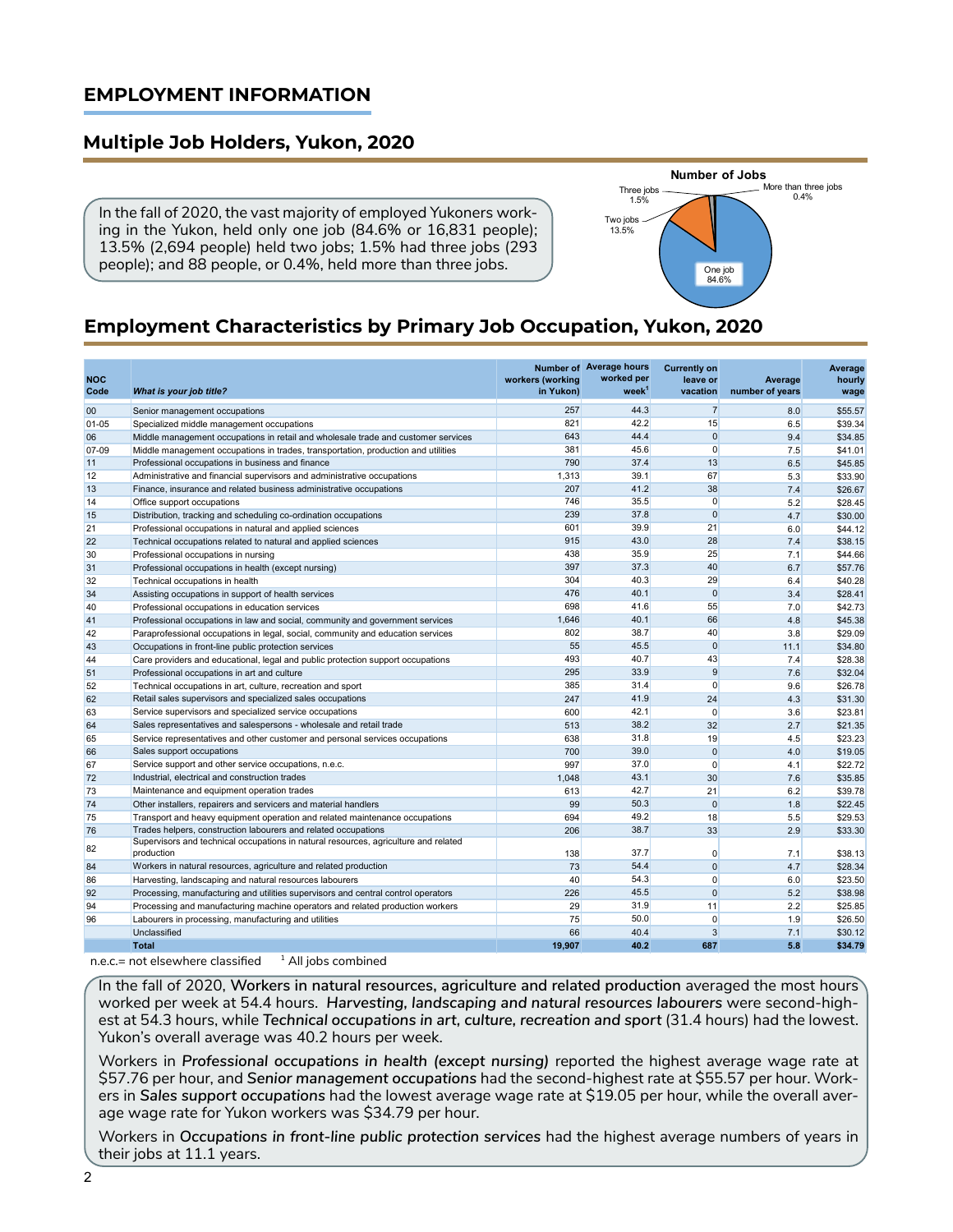## EMPLOYMENT INFORMATION

### Multiple Job Holders, Yukon, 2020

In the fall of 2020, the vast majority of employed Yukoners working in the Yukon, held only one job (84.6% or 16,831 people); 13.5% (2,694 people) held two jobs; 1.5% had three jobs (293 people); and 88 people, or 0.4%, held more than three jobs.

**Number of Jobs**

Three jobs 1.5%
More than three jobs 0.4%
Two jobs 13.5%
One job 84.6%

### Employment Characteristics by Primary Job Occupation, Yukon, 2020

| NOC Code | What is your job title? | Number of workers (working in Yukon) | Average hours worked per week[1] | Currently on leave or vacation | Average number of years | Average hourly wage |
|---|---|---|---|---|---|---|
| 00 | Senior management occupations | 257 | 44.3 | 7 | 8.0 | $55.57 |
| 01-05 | Specialized middle management occupations | 821 | 42.2 | 15 | 6.5 | $39.34 |
| 06 | Middle management occupations in retail and wholesale trade and customer services | 643 | 44.4 | 0 | 9.4 | $34.85 |
| 07-09 | Middle management occupations in trades, transportation, production and utilities | 381 | 45.6 | 0 | 7.5 | $41.01 |
| 11 | Professional occupations in business and finance | 790 | 37.4 | 13 | 6.5 | $45.85 |
| 12 | Administrative and financial supervisors and administrative occupations | 1,313 | 39.1 | 67 | 5.3 | $33.90 |
| 13 | Finance, insurance and related business administrative occupations | 207 | 41.2 | 38 | 7.4 | $26.67 |
| 14 | Office support occupations | 746 | 35.5 | 0 | 5.2 | $28.45 |
| 15 | Distribution, tracking and scheduling co-ordination occupations | 239 | 37.8 | 0 | 4.7 | $30.00 |
| 21 | Professional occupations in natural and applied sciences | 601 | 39.9 | 21 | 6.0 | $44.12 |
| 22 | Technical occupations related to natural and applied sciences | 915 | 43.0 | 28 | 7.4 | $38.15 |
| 30 | Professional occupations in nursing | 438 | 35.9 | 25 | 7.1 | $44.66 |
| 31 | Professional occupations in health (except nursing) | 397 | 37.3 | 40 | 6.7 | $57.76 |
| 32 | Technical occupations in health | 304 | 40.3 | 29 | 6.4 | $40.28 |
| 34 | Assisting occupations in support of health services | 476 | 40.1 | 0 | 3.4 | $28.41 |
| 40 | Professional occupations in education services | 698 | 41.6 | 55 | 7.0 | $42.73 |
| 41 | Professional occupations in law and social, community and government services | 1,646 | 40.1 | 66 | 4.8 | $45.38 |
| 42 | Paraprofessional occupations in legal, social, community and education services | 802 | 38.7 | 40 | 3.8 | $29.09 |
| 43 | Occupations in front-line public protection services | 55 | 45.5 | 0 | 11.1 | $34.80 |
| 44 | Care providers and educational, legal and public protection support occupations | 493 | 40.7 | 43 | 7.4 | $28.38 |
| 51 | Professional occupations in art and culture | 295 | 33.9 | 9 | 7.6 | $32.04 |
| 52 | Technical occupations in art, culture, recreation and sport | 385 | 31.4 | 0 | 9.6 | $26.78 |
| 62 | Retail sales supervisors and specialized sales occupations | 247 | 41.9 | 24 | 4.3 | $31.30 |
| 63 | Service supervisors and specialized service occupations | 600 | 42.1 | 0 | 3.6 | $23.81 |
| 64 | Sales representatives and salespersons - wholesale and retail trade | 513 | 38.2 | 32 | 2.7 | $21.35 |
| 65 | Service representatives and other customer and personal services occupations | 638 | 31.8 | 19 | 4.5 | $23.23 |
| 66 | Sales support occupations | 700 | 39.0 | 0 | 4.0 | $19.05 |
| 67 | Service support and other service occupations, n.e.c. | 997 | 37.0 | 0 | 4.1 | $22.72 |
| 72 | Industrial, electrical and construction trades | 1,048 | 43.1 | 30 | 7.6 | $35.85 |
| 73 | Maintenance and equipment operation trades | 613 | 42.7 | 21 | 6.2 | $39.78 |
| 74 | Other installers, repairers and servicers and material handlers | 99 | 50.3 | 0 | 1.8 | $22.45 |
| 75 | Transport and heavy equipment operation and related maintenance occupations | 694 | 49.2 | 18 | 5.5 | $29.53 |
| 76 | Trades helpers, construction labourers and related occupations | 206 | 38.7 | 33 | 2.9 | $33.30 |
| 82 | Supervisors and technical occupations in natural resources, agriculture and related production | 138 | 37.7 | 0 | 7.1 | $38.13 |
| 84 | Workers in natural resources, agriculture and related production | 73 | 54.4 | 0 | 4.7 | $28.34 |
| 86 | Harvesting, landscaping and natural resources labourers | 40 | 54.3 | 0 | 6.0 | $23.50 |
| 92 | Processing, manufacturing and utilities supervisors and central control operators | 226 | 45.5 | 0 | 5.2 | $38.98 |
| 94 | Processing and manufacturing machine operators and related production workers | 29 | 31.9 | 11 | 2.2 | $25.85 |
| 96 | Labourers in processing, manufacturing and utilities | 75 | 50.0 | 0 | 1.9 | $26.50 |
| | Unclassified | 66 | 40.4 | 3 | 7.1 | $30.12 |
| | **Total** | **19,907** | **40.2** | **687** | **5.8** | **$34.79** |

n.e.c.= not elsewhere classified [1] All jobs combined

In the fall of 2020, **Workers in natural resources, agriculture and related production** averaged the most hours worked per week at 54.4 hours. ***Harvesting, landscaping and natural resources labourers*** were second-highest at 54.3 hours, while ***Technical occupations in art, culture, recreation and sport*** (31.4 hours) had the lowest. Yukon's overall average was 40.2 hours per week.

Workers in ***Professional occupations in health (except nursing)*** reported the highest average wage rate at $57.76 per hour, and ***Senior management occupations*** had the second-highest rate at $55.57 per hour. Workers in ***Sales support occupations*** had the lowest average wage rate at $19.05 per hour, while the overall average wage rate for Yukon workers was $34.79 per hour.

Workers in ***Occupations in front-line public protection services*** had the highest average numbers of years in their jobs at 11.1 years.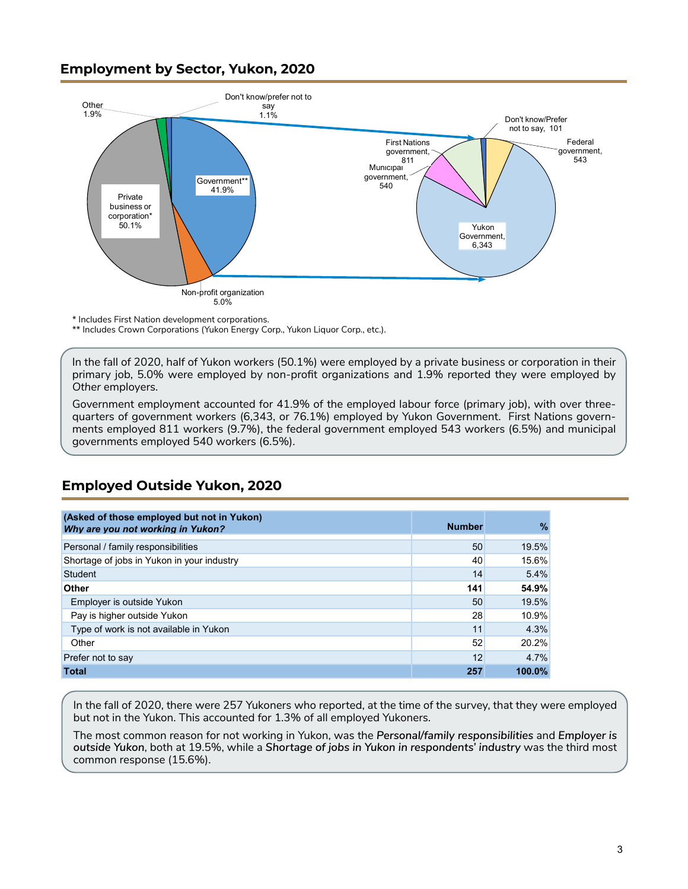## Employment by Sector, Yukon, 2020

* Includes First Nation development corporations.
** Includes Crown Corporations (Yukon Energy Corp., Yukon Liquor Corp., etc.).

In the fall of 2020, half of Yukon workers (50.1%) were employed by a private business or corporation in their primary job, 5.0% were employed by non-profit organizations and 1.9% reported they were employed by Other employers.

Government employment accounted for 41.9% of the employed labour force (primary job), with over three-quarters of government workers (6,343, or 76.1%) employed by Yukon Government. First Nations governments employed 811 workers (9.7%), the federal government employed 543 workers (6.5%) and municipal governments employed 540 workers (6.5%).

## Employed Outside Yukon, 2020

| (Asked of those employed but not in Yukon) ***Why are you not working in Yukon?*** | Number | % |
|---|---|---|
| Personal / family responsibilities | 50 | 19.5% |
| Shortage of jobs in Yukon in your industry | 40 | 15.6% |
| Student | 14 | 5.4% |
| **Other** | **141** | **54.9%** |
| Employer is outside Yukon | 50 | 19.5% |
| Pay is higher outside Yukon | 28 | 10.9% |
| Type of work is not available in Yukon | 11 | 4.3% |
| Other | 52 | 20.2% |
| Prefer not to say | 12 | 4.7% |
| **Total** | **257** | **100.0%** |

In the fall of 2020, there were 257 Yukoners who reported, at the time of the survey, that they were employed but not in the Yukon. This accounted for 1.3% of all employed Yukoners.

The most common reason for not working in Yukon, was the *Personal/family responsibilities* and *Employer is outside Yukon*, both at 19.5%, while a *Shortage of jobs in Yukon in respondents' industry* was the third most common response (15.6%).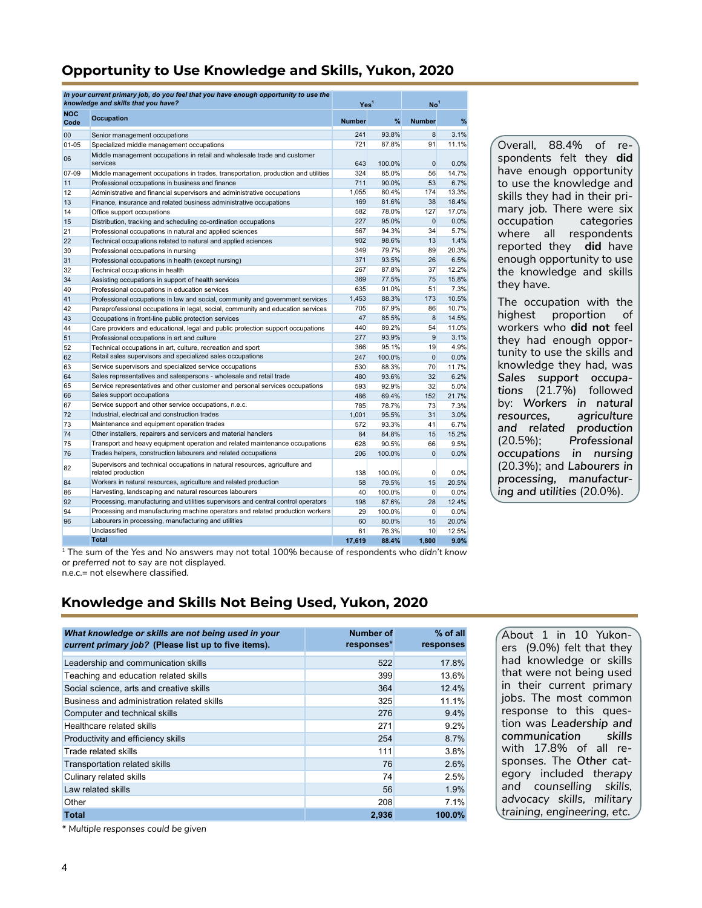## Opportunity to Use Knowledge and Skills, Yukon, 2020

| *In your current primary job, do you feel that you have enough opportunity to use the knowledge and skills that you have?* | | Yes[1] | | No[1] | |
|---|---|---|---|---|---|
| **NOC Code** | **Occupation** | **Number** | **%** | **Number** | **%** |
| 00 | Senior management occupations | 241 | 93.8% | 8 | 3.1% |
| 01-05 | Specialized middle management occupations | 721 | 87.8% | 91 | 11.1% |
| 06 | Middle management occupations in retail and wholesale trade and customer services | 643 | 100.0% | 0 | 0.0% |
| 07-09 | Middle management occupations in trades, transportation, production and utilities | 324 | 85.0% | 56 | 14.7% |
| 11 | Professional occupations in business and finance | 711 | 90.0% | 53 | 6.7% |
| 12 | Administrative and financial supervisors and administrative occupations | 1,055 | 80.4% | 174 | 13.3% |
| 13 | Finance, insurance and related business administrative occupations | 169 | 81.6% | 38 | 18.4% |
| 14 | Office support occupations | 582 | 78.0% | 127 | 17.0% |
| 15 | Distribution, tracking and scheduling co-ordination occupations | 227 | 95.0% | 0 | 0.0% |
| 21 | Professional occupations in natural and applied sciences | 567 | 94.3% | 34 | 5.7% |
| 22 | Technical occupations related to natural and applied sciences | 902 | 98.6% | 13 | 1.4% |
| 30 | Professional occupations in nursing | 349 | 79.7% | 89 | 20.3% |
| 31 | Professional occupations in health (except nursing) | 371 | 93.5% | 26 | 6.5% |
| 32 | Technical occupations in health | 267 | 87.8% | 37 | 12.2% |
| 34 | Assisting occupations in support of health services | 369 | 77.5% | 75 | 15.8% |
| 40 | Professional occupations in education services | 635 | 91.0% | 51 | 7.3% |
| 41 | Professional occupations in law and social, community and government services | 1,453 | 88.3% | 173 | 10.5% |
| 42 | Paraprofessional occupations in legal, social, community and education services | 705 | 87.9% | 86 | 10.7% |
| 43 | Occupations in front-line public protection services | 47 | 85.5% | 8 | 14.5% |
| 44 | Care providers and educational, legal and public protection support occupations | 440 | 89.2% | 54 | 11.0% |
| 51 | Professional occupations in art and culture | 277 | 93.9% | 9 | 3.1% |
| 52 | Technical occupations in art, culture, recreation and sport | 366 | 95.1% | 19 | 4.9% |
| 62 | Retail sales supervisors and specialized sales occupations | 247 | 100.0% | 0 | 0.0% |
| 63 | Service supervisors and specialized service occupations | 530 | 88.3% | 70 | 11.7% |
| 64 | Sales representatives and salespersons - wholesale and retail trade | 480 | 93.6% | 32 | 6.2% |
| 65 | Service representatives and other customer and personal services occupations | 593 | 92.9% | 32 | 5.0% |
| 66 | Sales support occupations | 486 | 69.4% | 152 | 21.7% |
| 67 | Service support and other service occupations, n.e.c. | 785 | 78.7% | 73 | 7.3% |
| 72 | Industrial, electrical and construction trades | 1,001 | 95.5% | 31 | 3.0% |
| 73 | Maintenance and equipment operation trades | 572 | 93.3% | 41 | 6.7% |
| 74 | Other installers, repairers and servicers and material handlers | 84 | 84.8% | 15 | 15.2% |
| 75 | Transport and heavy equipment operation and related maintenance occupations | 628 | 90.5% | 66 | 9.5% |
| 76 | Trades helpers, construction labourers and related occupations | 206 | 100.0% | 0 | 0.0% |
| 82 | Supervisors and technical occupations in natural resources, agriculture and related production | 138 | 100.0% | 0 | 0.0% |
| 84 | Workers in natural resources, agriculture and related production | 58 | 79.5% | 15 | 20.5% |
| 86 | Harvesting, landscaping and natural resources labourers | 40 | 100.0% | 0 | 0.0% |
| 92 | Processing, manufacturing and utilities supervisors and central control operators | 198 | 87.6% | 28 | 12.4% |
| 94 | Processing and manufacturing machine operators and related production workers | 29 | 100.0% | 0 | 0.0% |
| 96 | Labourers in processing, manufacturing and utilities | 60 | 80.0% | 15 | 20.0% |
| | Unclassified | 61 | 76.3% | 10 | 12.5% |
| | **Total** | **17,619** | **88.4%** | **1,800** | **9.0%** |

[1] The sum of the Yes and No answers may not total 100% because of respondents who *didn't know* or *preferred not to say* are not displayed.
n.e.c.= not elsewhere classified.

Overall, 88.4% of respondents felt they **did** have enough opportunity to use the knowledge and skills they had in their primary job. There were six occupation categories where all respondents reported they **did** have enough opportunity to use the knowledge and skills they have.

The occupation with the highest proportion of workers who **did not** feel they had enough opportunity to use the skills and knowledge they had, was ***Sales support occupations*** (21.7%) followed by: ***Workers in natural resources, agriculture and related production*** (20.5%); ***Professional occupations in nursing*** (20.3%); and ***Labourers in processing, manufacturing and utilities*** (20.0%).

## Knowledge and Skills Not Being Used, Yukon, 2020

| *What knowledge or skills are not being used in your current primary job?* **(Please list up to five items).** | **Number of responses*** | **% of all responses** |
|---|---|---|
| Leadership and communication skills | 522 | 17.8% |
| Teaching and education related skills | 399 | 13.6% |
| Social science, arts and creative skills | 364 | 12.4% |
| Business and administration related skills | 325 | 11.1% |
| Computer and technical skills | 276 | 9.4% |
| Healthcare related skills | 271 | 9.2% |
| Productivity and efficiency skills | 254 | 8.7% |
| Trade related skills | 111 | 3.8% |
| Transportation related skills | 76 | 2.6% |
| Culinary related skills | 74 | 2.5% |
| Law related skills | 56 | 1.9% |
| Other | 208 | 7.1% |
| **Total** | **2,936** | **100.0%** |

\* *Multiple responses could be given*

About 1 in 10 Yukoners (9.0%) felt that they had knowledge or skills that were not being used in their current primary jobs. The most common response to this question was ***Leadership and communication skills*** with 17.8% of all responses. The **Other** category included *therapy and counselling skills, advocacy skills, military training, engineering, etc.*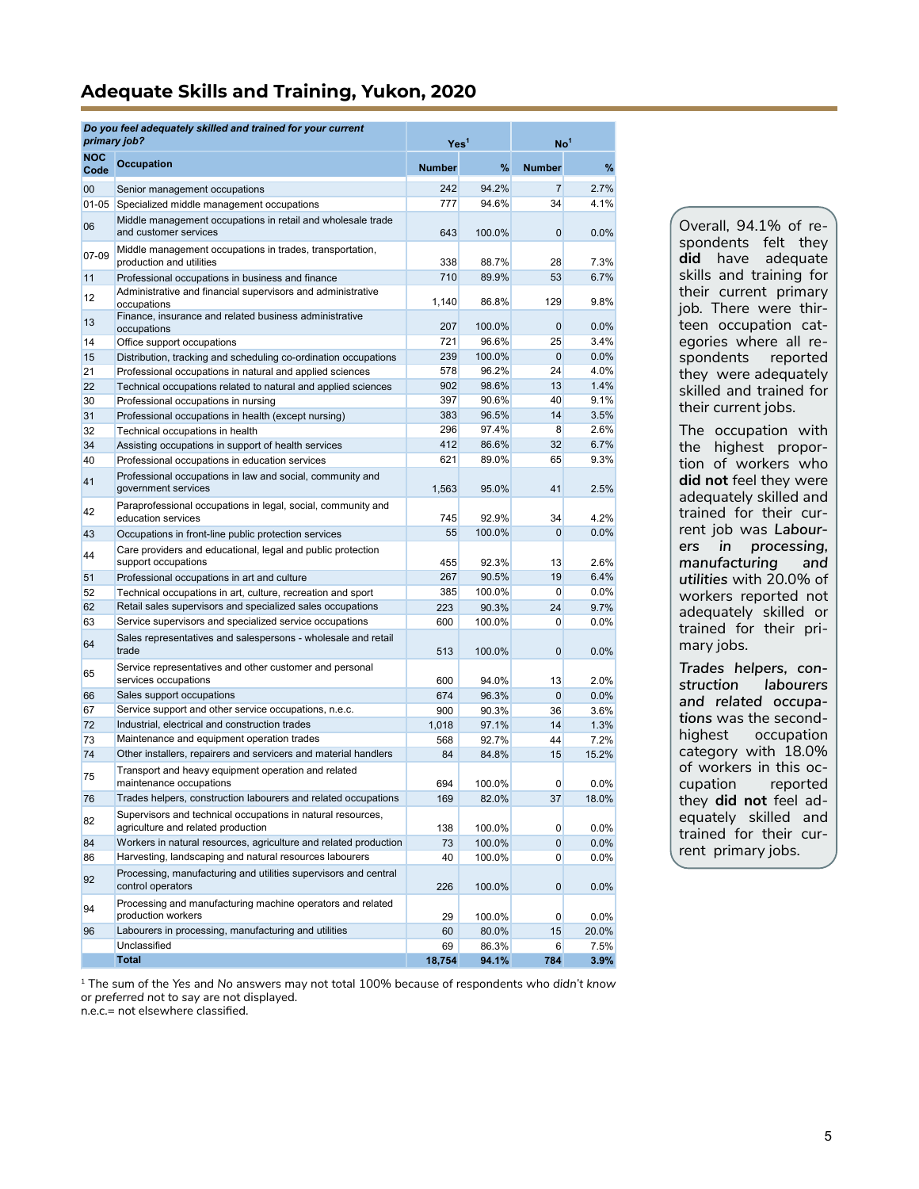## Adequate Skills and Training, Yukon, 2020

| *Do you feel adequately skilled and trained for your current primary job?* | | Yes[1] | | No[1] | |
|---|---|---|---|---|---|
| **NOC Code** | **Occupation** | **Number** | **%** | **Number** | **%** |
| 00 | Senior management occupations | 242 | 94.2% | 7 | 2.7% |
| 01-05 | Specialized middle management occupations | 777 | 94.6% | 34 | 4.1% |
| 06 | Middle management occupations in retail and wholesale trade and customer services | 643 | 100.0% | 0 | 0.0% |
| 07-09 | Middle management occupations in trades, transportation, production and utilities | 338 | 88.7% | 28 | 7.3% |
| 11 | Professional occupations in business and finance | 710 | 89.9% | 53 | 6.7% |
| 12 | Administrative and financial supervisors and administrative occupations | 1,140 | 86.8% | 129 | 9.8% |
| 13 | Finance, insurance and related business administrative occupations | 207 | 100.0% | 0 | 0.0% |
| 14 | Office support occupations | 721 | 96.6% | 25 | 3.4% |
| 15 | Distribution, tracking and scheduling co-ordination occupations | 239 | 100.0% | 0 | 0.0% |
| 21 | Professional occupations in natural and applied sciences | 578 | 96.2% | 24 | 4.0% |
| 22 | Technical occupations related to natural and applied sciences | 902 | 98.6% | 13 | 1.4% |
| 30 | Professional occupations in nursing | 397 | 90.6% | 40 | 9.1% |
| 31 | Professional occupations in health (except nursing) | 383 | 96.5% | 14 | 3.5% |
| 32 | Technical occupations in health | 296 | 97.4% | 8 | 2.6% |
| 34 | Assisting occupations in support of health services | 412 | 86.6% | 32 | 6.7% |
| 40 | Professional occupations in education services | 621 | 89.0% | 65 | 9.3% |
| 41 | Professional occupations in law and social, community and government services | 1,563 | 95.0% | 41 | 2.5% |
| 42 | Paraprofessional occupations in legal, social, community and education services | 745 | 92.9% | 34 | 4.2% |
| 43 | Occupations in front-line public protection services | 55 | 100.0% | 0 | 0.0% |
| 44 | Care providers and educational, legal and public protection support occupations | 455 | 92.3% | 13 | 2.6% |
| 51 | Professional occupations in art and culture | 267 | 90.5% | 19 | 6.4% |
| 52 | Technical occupations in art, culture, recreation and sport | 385 | 100.0% | 0 | 0.0% |
| 62 | Retail sales supervisors and specialized sales occupations | 223 | 90.3% | 24 | 9.7% |
| 63 | Service supervisors and specialized service occupations | 600 | 100.0% | 0 | 0.0% |
| 64 | Sales representatives and salespersons - wholesale and retail trade | 513 | 100.0% | 0 | 0.0% |
| 65 | Service representatives and other customer and personal services occupations | 600 | 94.0% | 13 | 2.0% |
| 66 | Sales support occupations | 674 | 96.3% | 0 | 0.0% |
| 67 | Service support and other service occupations, n.e.c. | 900 | 90.3% | 36 | 3.6% |
| 72 | Industrial, electrical and construction trades | 1,018 | 97.1% | 14 | 1.3% |
| 73 | Maintenance and equipment operation trades | 568 | 92.7% | 44 | 7.2% |
| 74 | Other installers, repairers and servicers and material handlers | 84 | 84.8% | 15 | 15.2% |
| 75 | Transport and heavy equipment operation and related maintenance occupations | 694 | 100.0% | 0 | 0.0% |
| 76 | Trades helpers, construction labourers and related occupations | 169 | 82.0% | 37 | 18.0% |
| 82 | Supervisors and technical occupations in natural resources, agriculture and related production | 138 | 100.0% | 0 | 0.0% |
| 84 | Workers in natural resources, agriculture and related production | 73 | 100.0% | 0 | 0.0% |
| 86 | Harvesting, landscaping and natural resources labourers | 40 | 100.0% | 0 | 0.0% |
| 92 | Processing, manufacturing and utilities supervisors and central control operators | 226 | 100.0% | 0 | 0.0% |
| 94 | Processing and manufacturing machine operators and related production workers | 29 | 100.0% | 0 | 0.0% |
| 96 | Labourers in processing, manufacturing and utilities | 60 | 80.0% | 15 | 20.0% |
| | Unclassified | 69 | 86.3% | 6 | 7.5% |
| | **Total** | **18,754** | **94.1%** | **784** | **3.9%** |

[1] The sum of the Yes and No answers may not total 100% because of respondents who *didn't know* or *preferred not to say* are not displayed.
n.e.c.= not elsewhere classified.

Overall, 94.1% of respondents felt they **did** have adequate skills and training for their current primary job. There were thirteen occupation categories where all respondents reported they were adequately skilled and trained for their current jobs.

The occupation with the highest proportion of workers who **did not** feel they were adequately skilled and trained for their current job was ***Labourers in processing, manufacturing and utilities*** with 20.0% of workers reported not adequately skilled or trained for their primary jobs.

***Trades helpers, construction labourers and related occupations*** was the second-highest occupation category with 18.0% of workers in this occupation reported they **did not** feel adequately skilled and trained for their current primary jobs.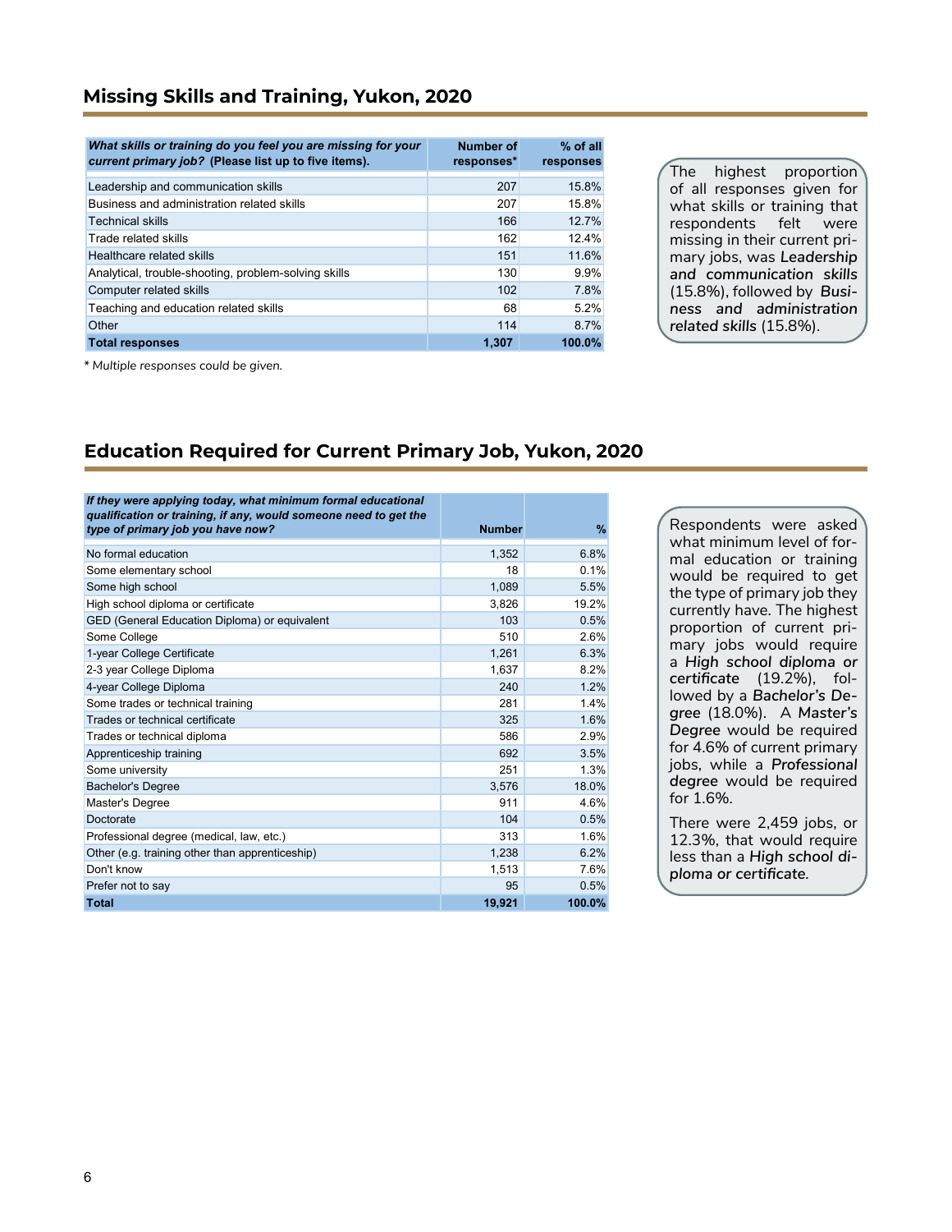## Missing Skills and Training, Yukon, 2020

| ***What skills or training do you feel you are missing for your current primary job?* (Please list up to five items).** | **Number of responses*** | **% of all responses** |
|---|---|---|
| Leadership and communication skills | 207 | 15.8% |
| Business and administration related skills | 207 | 15.8% |
| Technical skills | 166 | 12.7% |
| Trade related skills | 162 | 12.4% |
| Healthcare related skills | 151 | 11.6% |
| Analytical, trouble-shooting, problem-solving skills | 130 | 9.9% |
| Computer related skills | 102 | 7.8% |
| Teaching and education related skills | 68 | 5.2% |
| Other | 114 | 8.7% |
| **Total responses** | **1,307** | **100.0%** |

*\* Multiple responses could be given.*

The highest proportion of all responses given for what skills or training that respondents felt were missing in their current primary jobs, was ***Leadership and communication skills*** (15.8%), followed by ***Business and administration related skills*** (15.8%).

## Education Required for Current Primary Job, Yukon, 2020

| ***If they were applying today, what minimum formal educational qualification or training, if any, would someone need to get the type of primary job you have now?*** | **Number** | **%** |
|---|---|---|
| No formal education | 1,352 | 6.8% |
| Some elementary school | 18 | 0.1% |
| Some high school | 1,089 | 5.5% |
| High school diploma or certificate | 3,826 | 19.2% |
| GED (General Education Diploma) or equivalent | 103 | 0.5% |
| Some College | 510 | 2.6% |
| 1-year College Certificate | 1,261 | 6.3% |
| 2-3 year College Diploma | 1,637 | 8.2% |
| 4-year College Diploma | 240 | 1.2% |
| Some trades or technical training | 281 | 1.4% |
| Trades or technical certificate | 325 | 1.6% |
| Trades or technical diploma | 586 | 2.9% |
| Apprenticeship training | 692 | 3.5% |
| Some university | 251 | 1.3% |
| Bachelor's Degree | 3,576 | 18.0% |
| Master's Degree | 911 | 4.6% |
| Doctorate | 104 | 0.5% |
| Professional degree (medical, law, etc.) | 313 | 1.6% |
| Other (e.g. training other than apprenticeship) | 1,238 | 6.2% |
| Don't know | 1,513 | 7.6% |
| Prefer not to say | 95 | 0.5% |
| **Total** | **19,921** | **100.0%** |

Respondents were asked what minimum level of formal education or training would be required to get the type of primary job they currently have. The highest proportion of current primary jobs would require a ***High school diploma or certificate*** (19.2%), followed by a ***Bachelor's Degree*** (18.0%). A ***Master's Degree*** would be required for 4.6% of current primary jobs, while a ***Professional degree*** would be required for 1.6%.

There were 2,459 jobs, or 12.3%, that would require less than a ***High school diploma or certificate.***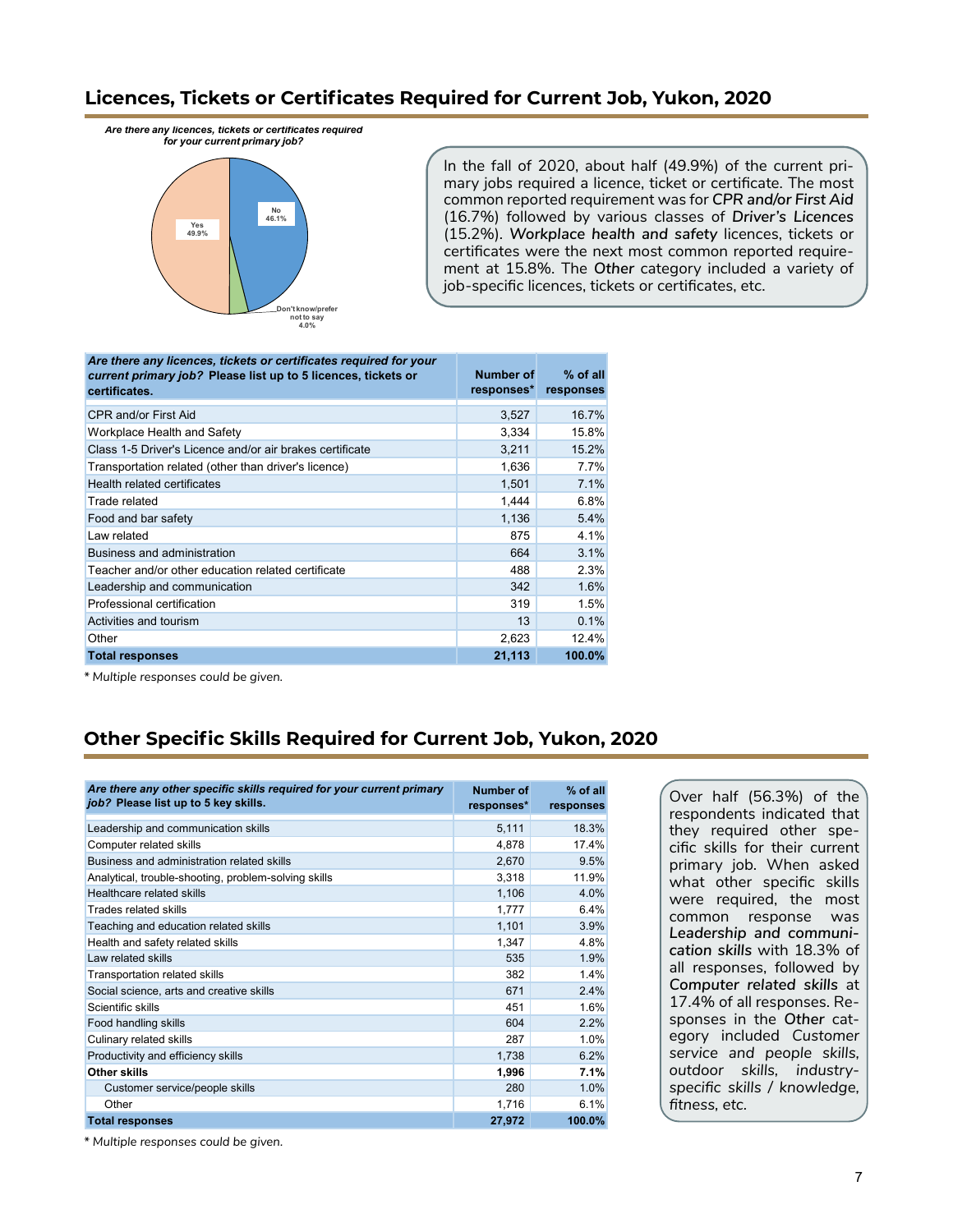## Licences, Tickets or Certificates Required for Current Job, Yukon, 2020

*Are there any licences, tickets or certificates required for your current primary job?*

Yes 49.9%
No 46.1%
Don't know/prefer not to say 4.0%

In the fall of 2020, about half (49.9%) of the current primary jobs required a licence, ticket or certificate. The most common reported requirement was for *CPR and/or First Aid* (16.7%) followed by various classes of *Driver's Licences* (15.2%). *Workplace health and safety* licences, tickets or certificates were the next most common reported requirement at 15.8%. The Other category included a variety of job-specific licences, tickets or certificates, etc.

| *Are there any licences, tickets or certificates required for your current primary job?* **Please list up to 5 licences, tickets or certificates.** | Number of responses* | % of all responses |
|---|---|---|
| CPR and/or First Aid | 3,527 | 16.7% |
| Workplace Health and Safety | 3,334 | 15.8% |
| Class 1-5 Driver's Licence and/or air brakes certificate | 3,211 | 15.2% |
| Transportation related (other than driver's licence) | 1,636 | 7.7% |
| Health related certificates | 1,501 | 7.1% |
| Trade related | 1,444 | 6.8% |
| Food and bar safety | 1,136 | 5.4% |
| Law related | 875 | 4.1% |
| Business and administration | 664 | 3.1% |
| Teacher and/or other education related certificate | 488 | 2.3% |
| Leadership and communication | 342 | 1.6% |
| Professional certification | 319 | 1.5% |
| Activities and tourism | 13 | 0.1% |
| Other | 2,623 | 12.4% |
| **Total responses** | **21,113** | **100.0%** |

*\* Multiple responses could be given.*

## Other Specific Skills Required for Current Job, Yukon, 2020

| *Are there any other specific skills required for your current primary job?* **Please list up to 5 key skills.** | Number of responses* | % of all responses |
|---|---|---|
| Leadership and communication skills | 5,111 | 18.3% |
| Computer related skills | 4,878 | 17.4% |
| Business and administration related skills | 2,670 | 9.5% |
| Analytical, trouble-shooting, problem-solving skills | 3,318 | 11.9% |
| Healthcare related skills | 1,106 | 4.0% |
| Trades related skills | 1,777 | 6.4% |
| Teaching and education related skills | 1,101 | 3.9% |
| Health and safety related skills | 1,347 | 4.8% |
| Law related skills | 535 | 1.9% |
| Transportation related skills | 382 | 1.4% |
| Social science, arts and creative skills | 671 | 2.4% |
| Scientific skills | 451 | 1.6% |
| Food handling skills | 604 | 2.2% |
| Culinary related skills | 287 | 1.0% |
| Productivity and efficiency skills | 1,738 | 6.2% |
| **Other skills** | **1,996** | **7.1%** |
| Customer service/people skills | 280 | 1.0% |
| Other | 1,716 | 6.1% |
| **Total responses** | **27,972** | **100.0%** |

*\* Multiple responses could be given.*

Over half (56.3%) of the respondents indicated that they required other specific skills for their current primary job. When asked what other specific skills were required, the most common response was *Leadership and communication skills* with 18.3% of all responses, followed by *Computer related skills* at 17.4% of all responses. Responses in the Other category included *Customer service and people skills, outdoor skills, industry-specific skills / knowledge, fitness, etc.*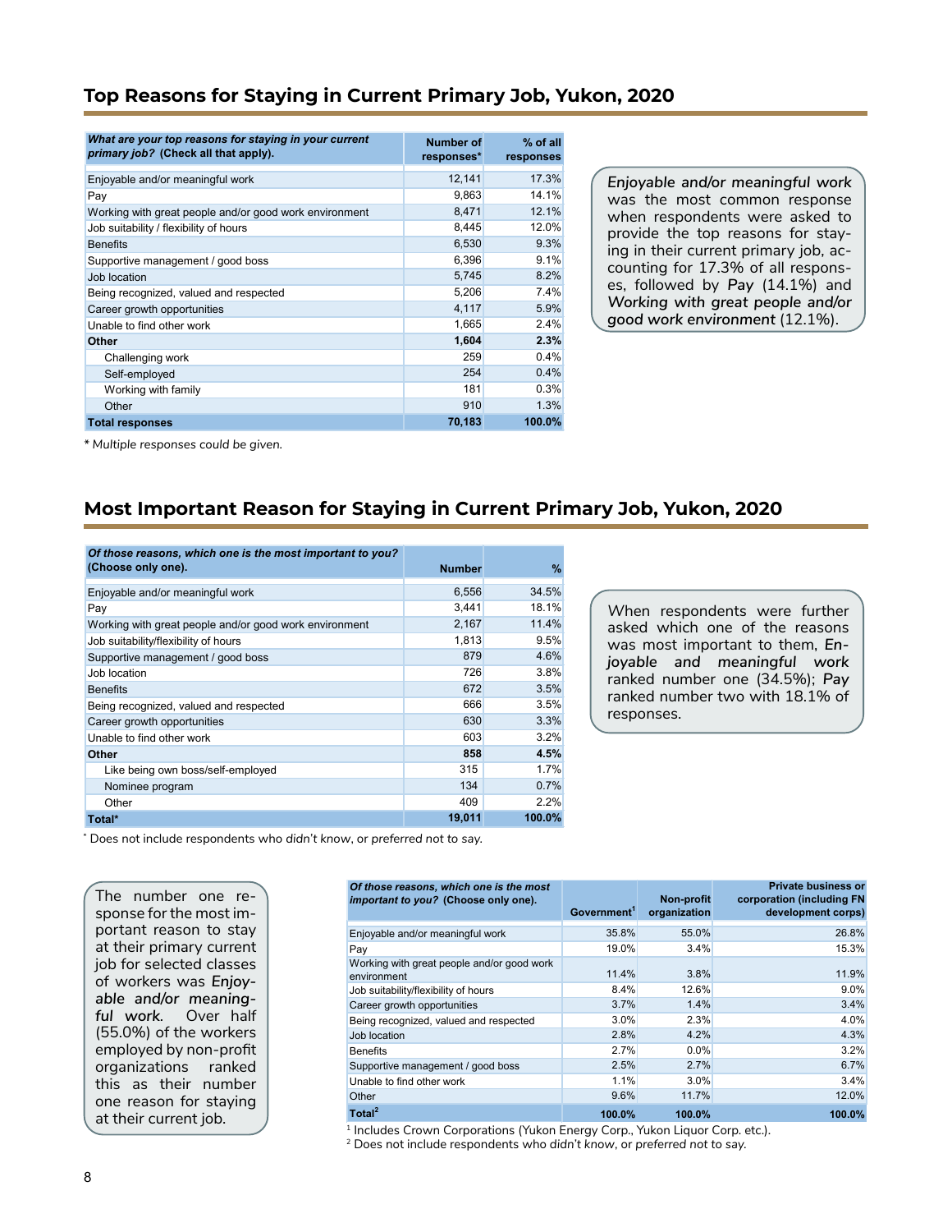## Top Reasons for Staying in Current Primary Job, Yukon, 2020

| *What are your top reasons for staying in your current primary job?* (Check all that apply). | Number of responses* | % of all responses |
|---|---|---|
| Enjoyable and/or meaningful work | 12,141 | 17.3% |
| Pay | 9,863 | 14.1% |
| Working with great people and/or good work environment | 8,471 | 12.1% |
| Job suitability / flexibility of hours | 8,445 | 12.0% |
| Benefits | 6,530 | 9.3% |
| Supportive management / good boss | 6,396 | 9.1% |
| Job location | 5,745 | 8.2% |
| Being recognized, valued and respected | 5,206 | 7.4% |
| Career growth opportunities | 4,117 | 5.9% |
| Unable to find other work | 1,665 | 2.4% |
| **Other** | **1,604** | **2.3%** |
| Challenging work | 259 | 0.4% |
| Self-employed | 254 | 0.4% |
| Working with family | 181 | 0.3% |
| Other | 910 | 1.3% |
| **Total responses** | **70,183** | **100.0%** |

*\* Multiple responses could be given.*

*Enjoyable and/or meaningful work* was the most common response when respondents were asked to provide the top reasons for staying in their current primary job, accounting for 17.3% of all responses, followed by *Pay* (14.1%) and *Working with great people and/or good work environment* (12.1%).

## Most Important Reason for Staying in Current Primary Job, Yukon, 2020

| *Of those reasons, which one is the most important to you?* (Choose only one). | Number | % |
|---|---|---|
| Enjoyable and/or meaningful work | 6,556 | 34.5% |
| Pay | 3,441 | 18.1% |
| Working with great people and/or good work environment | 2,167 | 11.4% |
| Job suitability/flexibility of hours | 1,813 | 9.5% |
| Supportive management / good boss | 879 | 4.6% |
| Job location | 726 | 3.8% |
| Benefits | 672 | 3.5% |
| Being recognized, valued and respected | 666 | 3.5% |
| Career growth opportunities | 630 | 3.3% |
| Unable to find other work | 603 | 3.2% |
| **Other** | **858** | **4.5%** |
| Like being own boss/self-employed | 315 | 1.7% |
| Nominee program | 134 | 0.7% |
| Other | 409 | 2.2% |
| **Total*** | **19,011** | **100.0%** |

\* Does not include respondents who *didn't know*, or *preferred not to say*.

When respondents were further asked which one of the reasons was most important to them, *Enjoyable and meaningful work* ranked number one (34.5%); *Pay* ranked number two with 18.1% of responses.

The number one response for the most important reason to stay at their primary current job for selected classes of workers was *Enjoyable and/or meaningful work*. Over half (55.0%) of the workers employed by non-profit organizations ranked this as their number one reason for staying at their current job.

| *Of those reasons, which one is the most important to you?* (Choose only one). | Government[1] | Non-profit organization | Private business or corporation (including FN development corps) |
|---|---|---|---|
| Enjoyable and/or meaningful work | 35.8% | 55.0% | 26.8% |
| Pay | 19.0% | 3.4% | 15.3% |
| Working with great people and/or good work environment | 11.4% | 3.8% | 11.9% |
| Job suitability/flexibility of hours | 8.4% | 12.6% | 9.0% |
| Career growth opportunities | 3.7% | 1.4% | 3.4% |
| Being recognized, valued and respected | 3.0% | 2.3% | 4.0% |
| Job location | 2.8% | 4.2% | 4.3% |
| Benefits | 2.7% | 0.0% | 3.2% |
| Supportive management / good boss | 2.5% | 2.7% | 6.7% |
| Unable to find other work | 1.1% | 3.0% | 3.4% |
| Other | 9.6% | 11.7% | 12.0% |
| **Total[2]** | **100.0%** | **100.0%** | **100.0%** |

[1] Includes Crown Corporations (Yukon Energy Corp., Yukon Liquor Corp. etc.).
[2] Does not include respondents who *didn't know*, or *preferred not to say*.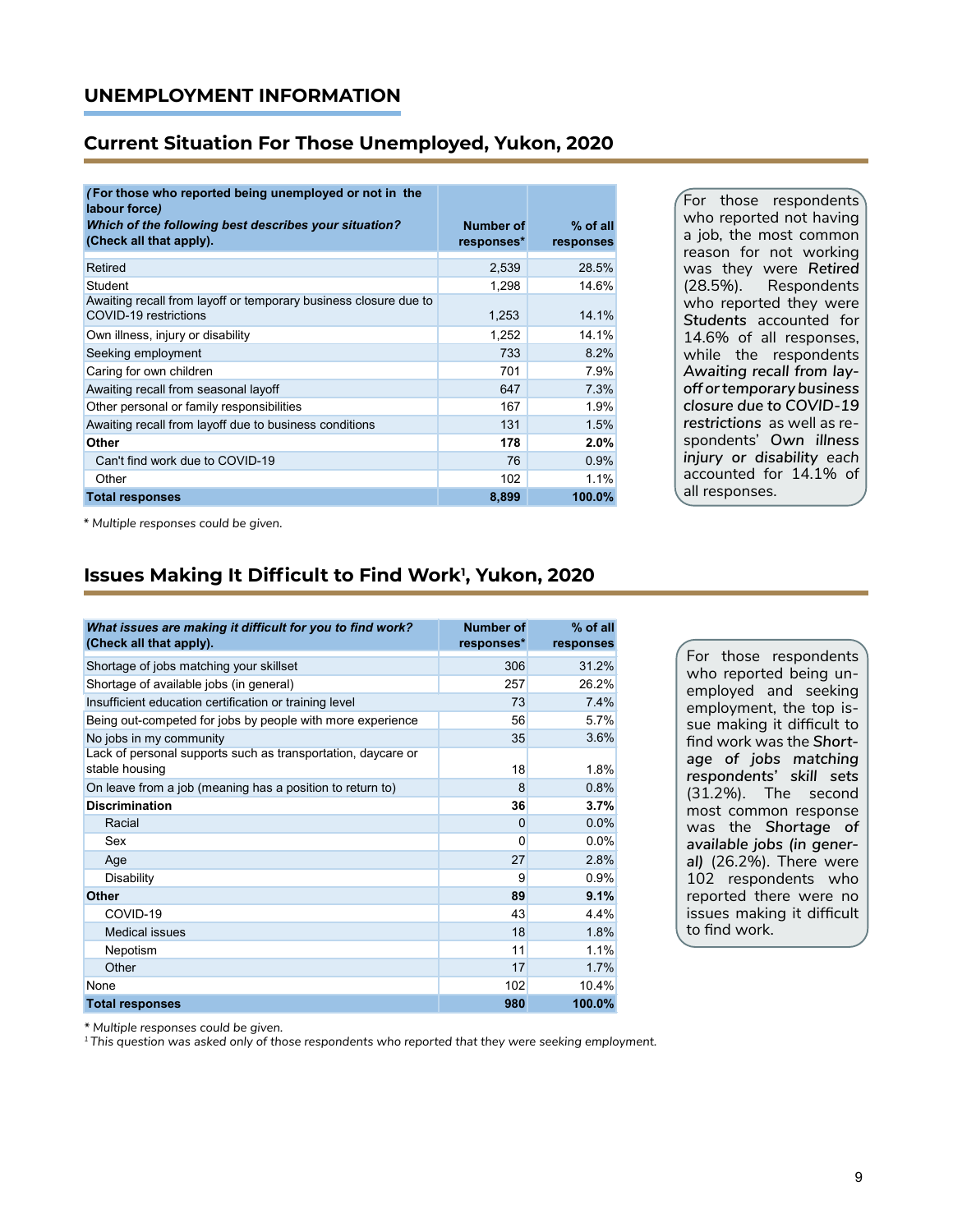## UNEMPLOYMENT INFORMATION

### Current Situation For Those Unemployed, Yukon, 2020

| *(For those who reported being unemployed or not in the labour force)* ***Which of the following best describes your situation?*** **(Check all that apply).** | Number of responses* | % of all responses |
|---|---|---|
| Retired | 2,539 | 28.5% |
| Student | 1,298 | 14.6% |
| Awaiting recall from layoff or temporary business closure due to COVID-19 restrictions | 1,253 | 14.1% |
| Own illness, injury or disability | 1,252 | 14.1% |
| Seeking employment | 733 | 8.2% |
| Caring for own children | 701 | 7.9% |
| Awaiting recall from seasonal layoff | 647 | 7.3% |
| Other personal or family responsibilities | 167 | 1.9% |
| Awaiting recall from layoff due to business conditions | 131 | 1.5% |
| **Other** | **178** | **2.0%** |
| Can't find work due to COVID-19 | 76 | 0.9% |
| Other | 102 | 1.1% |
| **Total responses** | **8,899** | **100.0%** |

*\* Multiple responses could be given.*

For those respondents who reported not having a job, the most common reason for not working was they were *Retired* (28.5%). Respondents who reported they were **Students** accounted for 14.6% of all responses, while the respondents *Awaiting recall from layoff or temporary business closure due to COVID-19 restrictions* as well as respondents' *Own illness injury or disability* each accounted for 14.1% of all responses.

### Issues Making It Difficult to Find Work[1], Yukon, 2020

| ***What issues are making it difficult for you to find work?*** **(Check all that apply).** | Number of responses* | % of all responses |
|---|---|---|
| Shortage of jobs matching your skillset | 306 | 31.2% |
| Shortage of available jobs (in general) | 257 | 26.2% |
| Insufficient education certification or training level | 73 | 7.4% |
| Being out-competed for jobs by people with more experience | 56 | 5.7% |
| No jobs in my community | 35 | 3.6% |
| Lack of personal supports such as transportation, daycare or stable housing | 18 | 1.8% |
| On leave from a job (meaning has a position to return to) | 8 | 0.8% |
| **Discrimination** | **36** | **3.7%** |
| Racial | 0 | 0.0% |
| Sex | 0 | 0.0% |
| Age | 27 | 2.8% |
| Disability | 9 | 0.9% |
| **Other** | **89** | **9.1%** |
| COVID-19 | 43 | 4.4% |
| Medical issues | 18 | 1.8% |
| Nepotism | 11 | 1.1% |
| Other | 17 | 1.7% |
| None | 102 | 10.4% |
| **Total responses** | **980** | **100.0%** |

*\* Multiple responses could be given.*
*[1] This question was asked only of those respondents who reported that they were seeking employment.*

For those respondents who reported being unemployed and seeking employment, the top issue making it difficult to find work was the ***Shortage of jobs matching respondents' skill sets*** (31.2%). The second most common response was the ***Shortage of available jobs (in general)*** (26.2%). There were 102 respondents who reported there were no issues making it difficult to find work.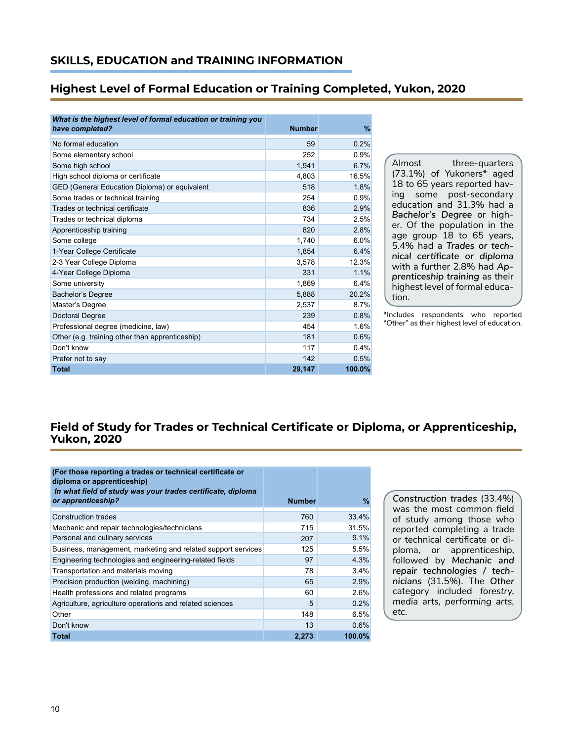## SKILLS, EDUCATION and TRAINING INFORMATION

### Highest Level of Formal Education or Training Completed, Yukon, 2020

| *What is the highest level of formal education or training you have completed?* | Number | % |
|---|---|---|
| No formal education | 59 | 0.2% |
| Some elementary school | 252 | 0.9% |
| Some high school | 1,941 | 6.7% |
| High school diploma or certificate | 4,803 | 16.5% |
| GED (General Education Diploma) or equivalent | 518 | 1.8% |
| Some trades or technical training | 254 | 0.9% |
| Trades or technical certificate | 836 | 2.9% |
| Trades or technical diploma | 734 | 2.5% |
| Apprenticeship training | 820 | 2.8% |
| Some college | 1,740 | 6.0% |
| 1-Year College Certificate | 1,854 | 6.4% |
| 2-3 Year College Diploma | 3,578 | 12.3% |
| 4-Year College Diploma | 331 | 1.1% |
| Some university | 1,869 | 6.4% |
| Bachelor's Degree | 5,888 | 20.2% |
| Master's Degree | 2,537 | 8.7% |
| Doctoral Degree | 239 | 0.8% |
| Professional degree (medicine, law) | 454 | 1.6% |
| Other (e.g. training other than apprenticeship) | 181 | 0.6% |
| Don't know | 117 | 0.4% |
| Prefer not to say | 142 | 0.5% |
| **Total** | **29,147** | **100.0%** |

Almost three-quarters (73.1%) of Yukoners* aged 18 to 65 years reported having some post-secondary education and 31.3% had a *Bachelor's Degree* or higher. Of the population in the age group 18 to 65 years, 5.4% had a *Trades or technical certificate or diploma* with a further 2.8% had *Apprenticeship training* as their highest level of formal education.

*Includes respondents who reported "Other" as their highest level of education.

### Field of Study for Trades or Technical Certificate or Diploma, or Apprenticeship, Yukon, 2020

| (For those reporting a trades or technical certificate or diploma or apprenticeship) *In what field of study was your trades certificate, diploma or apprenticeship?* | Number | % |
|---|---|---|
| Construction trades | 760 | 33.4% |
| Mechanic and repair technologies/technicians | 715 | 31.5% |
| Personal and culinary services | 207 | 9.1% |
| Business, management, marketing and related support services | 125 | 5.5% |
| Engineering technologies and engineering-related fields | 97 | 4.3% |
| Transportation and materials moving | 78 | 3.4% |
| Precision production (welding, machining) | 65 | 2.9% |
| Health professions and related programs | 60 | 2.6% |
| Agriculture, agriculture operations and related sciences | 5 | 0.2% |
| Other | 148 | 6.5% |
| Don't know | 13 | 0.6% |
| **Total** | **2,273** | **100.0%** |

*Construction trades* (33.4%) was the most common field of study among those who reported completing a trade or technical certificate or diploma, or apprenticeship, followed by *Mechanic and repair technologies / technicians* (31.5%). The *Other* category included *forestry, media arts, performing arts, etc.*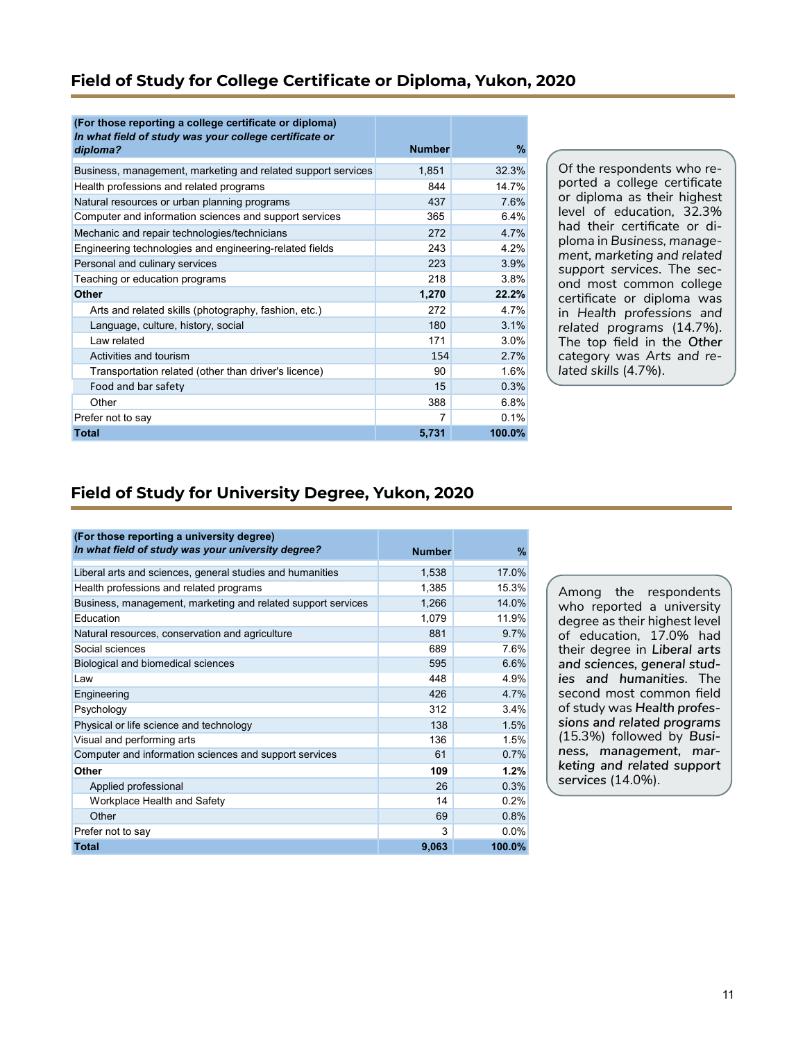## Field of Study for College Certificate or Diploma, Yukon, 2020

| **(For those reporting a college certificate or diploma)** ***In what field of study was your college certificate or diploma?*** | **Number** | **%** |
|---|---|---|
| Business, management, marketing and related support services | 1,851 | 32.3% |
| Health professions and related programs | 844 | 14.7% |
| Natural resources or urban planning programs | 437 | 7.6% |
| Computer and information sciences and support services | 365 | 6.4% |
| Mechanic and repair technologies/technicians | 272 | 4.7% |
| Engineering technologies and engineering-related fields | 243 | 4.2% |
| Personal and culinary services | 223 | 3.9% |
| Teaching or education programs | 218 | 3.8% |
| **Other** | **1,270** | **22.2%** |
| Arts and related skills (photography, fashion, etc.) | 272 | 4.7% |
| Language, culture, history, social | 180 | 3.1% |
| Law related | 171 | 3.0% |
| Activities and tourism | 154 | 2.7% |
| Transportation related (other than driver's licence) | 90 | 1.6% |
| Food and bar safety | 15 | 0.3% |
| Other | 388 | 6.8% |
| Prefer not to say | 7 | 0.1% |
| **Total** | **5,731** | **100.0%** |

Of the respondents who reported a college certificate or diploma as their highest level of education, 32.3% had their certificate or diploma in *Business, management, marketing and related support services*. The second most common college certificate or diploma was in *Health professions and related programs* (14.7%). The top field in the Other category was *Arts and related skills* (4.7%).

## Field of Study for University Degree, Yukon, 2020

| **(For those reporting a university degree)** ***In what field of study was your university degree?*** | **Number** | **%** |
|---|---|---|
| Liberal arts and sciences, general studies and humanities | 1,538 | 17.0% |
| Health professions and related programs | 1,385 | 15.3% |
| Business, management, marketing and related support services | 1,266 | 14.0% |
| Education | 1,079 | 11.9% |
| Natural resources, conservation and agriculture | 881 | 9.7% |
| Social sciences | 689 | 7.6% |
| Biological and biomedical sciences | 595 | 6.6% |
| Law | 448 | 4.9% |
| Engineering | 426 | 4.7% |
| Psychology | 312 | 3.4% |
| Physical or life science and technology | 138 | 1.5% |
| Visual and performing arts | 136 | 1.5% |
| Computer and information sciences and support services | 61 | 0.7% |
| **Other** | **109** | **1.2%** |
| Applied professional | 26 | 0.3% |
| Workplace Health and Safety | 14 | 0.2% |
| Other | 69 | 0.8% |
| Prefer not to say | 3 | 0.0% |
| **Total** | **9,063** | **100.0%** |

Among the respondents who reported a university degree as their highest level of education, 17.0% had their degree in ***Liberal arts and sciences, general studies and humanities***. The second most common field of study was ***Health professions and related programs*** (15.3%) followed by ***Business, management, marketing and related support services*** (14.0%).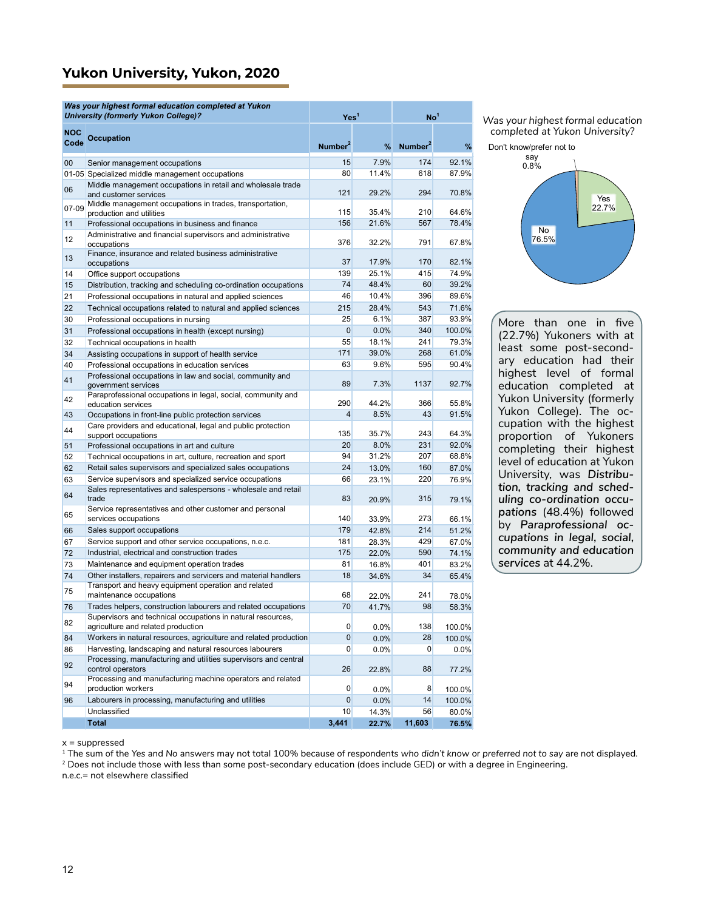## Yukon University, Yukon, 2020

| NOC Code | Occupation | Yes[1] | | No[1] | |
|---|---|---|---|---|---|
| | *Was your highest formal education completed at Yukon University (formerly Yukon College)?* | Number[2] | % | Number[2] | % |
| 00 | Senior management occupations | 15 | 7.9% | 174 | 92.1% |
| 01-05 | Specialized middle management occupations | 80 | 11.4% | 618 | 87.9% |
| 06 | Middle management occupations in retail and wholesale trade and customer services | 121 | 29.2% | 294 | 70.8% |
| 07-09 | Middle management occupations in trades, transportation, production and utilities | 115 | 35.4% | 210 | 64.6% |
| 11 | Professional occupations in business and finance | 156 | 21.6% | 567 | 78.4% |
| 12 | Administrative and financial supervisors and administrative occupations | 376 | 32.2% | 791 | 67.8% |
| 13 | Finance, insurance and related business administrative occupations | 37 | 17.9% | 170 | 82.1% |
| 14 | Office support occupations | 139 | 25.1% | 415 | 74.9% |
| 15 | Distribution, tracking and scheduling co-ordination occupations | 74 | 48.4% | 60 | 39.2% |
| 21 | Professional occupations in natural and applied sciences | 46 | 10.4% | 396 | 89.6% |
| 22 | Technical occupations related to natural and applied sciences | 215 | 28.4% | 543 | 71.6% |
| 30 | Professional occupations in nursing | 25 | 6.1% | 387 | 93.9% |
| 31 | Professional occupations in health (except nursing) | 0 | 0.0% | 340 | 100.0% |
| 32 | Technical occupations in health | 55 | 18.1% | 241 | 79.3% |
| 34 | Assisting occupations in support of health service | 171 | 39.0% | 268 | 61.0% |
| 40 | Professional occupations in education services | 63 | 9.6% | 595 | 90.4% |
| 41 | Professional occupations in law and social, community and government services | 89 | 7.3% | 1137 | 92.7% |
| 42 | Paraprofessional occupations in legal, social, community and education services | 290 | 44.2% | 366 | 55.8% |
| 43 | Occupations in front-line public protection services | 4 | 8.5% | 43 | 91.5% |
| 44 | Care providers and educational, legal and public protection support occupations | 135 | 35.7% | 243 | 64.3% |
| 51 | Professional occupations in art and culture | 20 | 8.0% | 231 | 92.0% |
| 52 | Technical occupations in art, culture, recreation and sport | 94 | 31.2% | 207 | 68.8% |
| 62 | Retail sales supervisors and specialized sales occupations | 24 | 13.0% | 160 | 87.0% |
| 63 | Service supervisors and specialized service occupations | 66 | 23.1% | 220 | 76.9% |
| 64 | Sales representatives and salespersons - wholesale and retail trade | 83 | 20.9% | 315 | 79.1% |
| 65 | Service representatives and other customer and personal services occupations | 140 | 33.9% | 273 | 66.1% |
| 66 | Sales support occupations | 179 | 42.8% | 214 | 51.2% |
| 67 | Service support and other service occupations, n.e.c. | 181 | 28.3% | 429 | 67.0% |
| 72 | Industrial, electrical and construction trades | 175 | 22.0% | 590 | 74.1% |
| 73 | Maintenance and equipment operation trades | 81 | 16.8% | 401 | 83.2% |
| 74 | Other installers, repairers and servicers and material handlers | 18 | 34.6% | 34 | 65.4% |
| 75 | Transport and heavy equipment operation and related maintenance occupations | 68 | 22.0% | 241 | 78.0% |
| 76 | Trades helpers, construction labourers and related occupations | 70 | 41.7% | 98 | 58.3% |
| 82 | Supervisors and technical occupations in natural resources, agriculture and related production | 0 | 0.0% | 138 | 100.0% |
| 84 | Workers in natural resources, agriculture and related production | 0 | 0.0% | 28 | 100.0% |
| 86 | Harvesting, landscaping and natural resources labourers | 0 | 0.0% | 0 | 0.0% |
| 92 | Processing, manufacturing and utilities supervisors and central control operators | 26 | 22.8% | 88 | 77.2% |
| 94 | Processing and manufacturing machine operators and related production workers | 0 | 0.0% | 8 | 100.0% |
| 96 | Labourers in processing, manufacturing and utilities | 0 | 0.0% | 14 | 100.0% |
| | Unclassified | 10 | 14.3% | 56 | 80.0% |
| | **Total** | **3,441** | **22.7%** | **11,603** | **76.5%** |

*Was your highest formal education completed at Yukon University?*

- Yes: 22.7%
- No: 76.5%
- Don't know/prefer not to say: 0.8%

More than one in five (22.7%) Yukoners with at least some post-secondary education had their highest level of formal education completed at Yukon University (formerly Yukon College). The occupation with the highest proportion of Yukoners completing their highest level of education at Yukon University, was ***Distribution, tracking and scheduling co-ordination occupations*** (48.4%) followed by ***Paraprofessional occupations in legal, social, community and education services*** at 44.2%.

x = suppressed

[1] The sum of the Yes and No answers may not total 100% because of respondents who didn't know or preferred not to say are not displayed.

[2] Does not include those with less than some post-secondary education (does include GED) or with a degree in Engineering.

n.e.c.= not elsewhere classified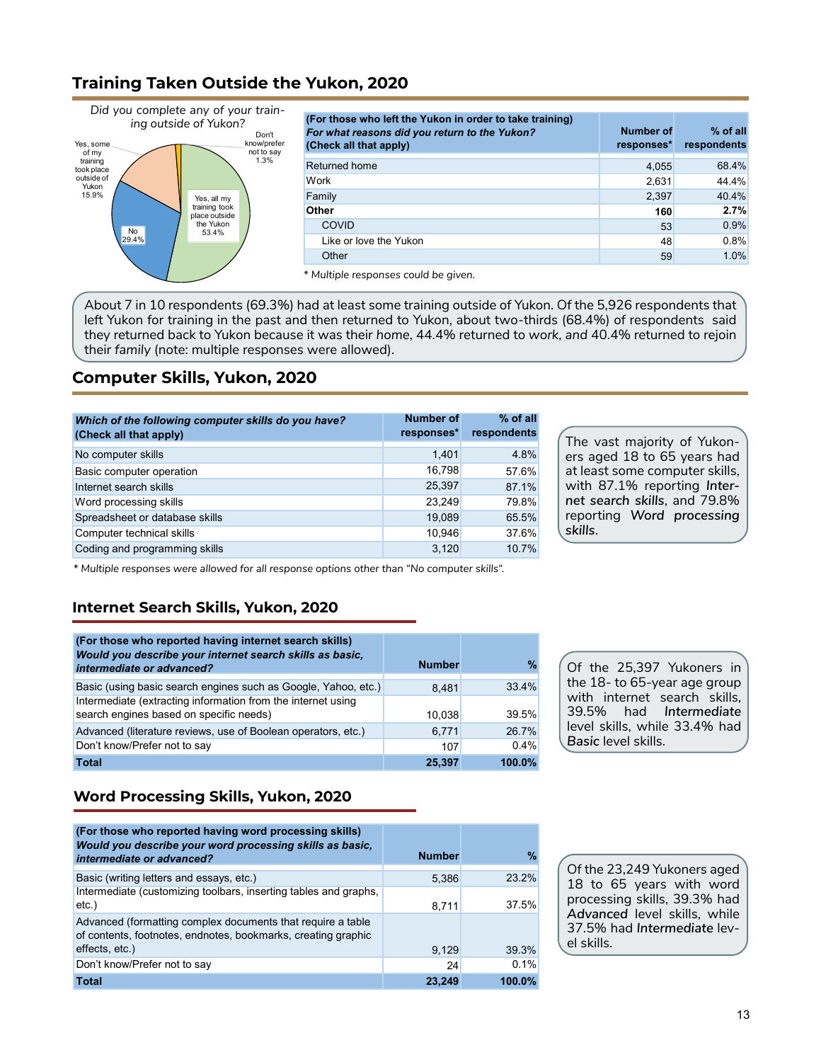## Training Taken Outside the Yukon, 2020

*Did you complete any of your training outside of Yukon?*

- Yes, all my training took place outside the Yukon 53.4%
- No 29.4%
- Yes, some of my training took place outside of Yukon 15.9%
- Don't know/prefer not to say 1.3%

| (For those who left the Yukon in order to take training) *For what reasons did you return to the Yukon?* (Check all that apply) | Number of responses* | % of all respondents |
|---|---|---|
| Returned home | 4,055 | 68.4% |
| Work | 2,631 | 44.4% |
| Family | 2,397 | 40.4% |
| **Other** | **160** | **2.7%** |
| COVID | 53 | 0.9% |
| Like or love the Yukon | 48 | 0.8% |
| Other | 59 | 1.0% |

*\* Multiple responses could be given.*

About 7 in 10 respondents (69.3%) had at least some training outside of Yukon. Of the 5,926 respondents that left Yukon for training in the past and then returned to Yukon, about two-thirds (68.4%) of respondents said they returned back to Yukon because it was their *home*, 44.4% returned to *work, and* 40.4% returned to rejoin their *family* (note: multiple responses were allowed).

## Computer Skills, Yukon, 2020

| *Which of the following computer skills do you have?* (Check all that apply) | Number of responses* | % of all respondents |
|---|---|---|
| No computer skills | 1,401 | 4.8% |
| Basic computer operation | 16,798 | 57.6% |
| Internet search skills | 25,397 | 87.1% |
| Word processing skills | 23,249 | 79.8% |
| Spreadsheet or database skills | 19,089 | 65.5% |
| Computer technical skills | 10,946 | 37.6% |
| Coding and programming skills | 3,120 | 10.7% |

*\* Multiple responses were allowed for all response options other than "No computer skills".*

The vast majority of Yukoners aged 18 to 65 years had at least some computer skills, with 87.1% reporting *Internet search skills*, and 79.8% reporting *Word processing skills*.

## Internet Search Skills, Yukon, 2020

| (For those who reported having internet search skills) *Would you describe your internet search skills as basic, intermediate or advanced?* | Number | % |
|---|---|---|
| Basic (using basic search engines such as Google, Yahoo, etc.) | 8,481 | 33.4% |
| Intermediate (extracting information from the internet using search engines based on specific needs) | 10,038 | 39.5% |
| Advanced (literature reviews, use of Boolean operators, etc.) | 6,771 | 26.7% |
| Don't know/Prefer not to say | 107 | 0.4% |
| **Total** | **25,397** | **100.0%** |

Of the 25,397 Yukoners in the 18- to 65-year age group with internet search skills, 39.5% had *Intermediate* level skills, while 33.4% had *Basic* level skills.

## Word Processing Skills, Yukon, 2020

| (For those who reported having word processing skills) *Would you describe your word processing skills as basic, intermediate or advanced?* | Number | % |
|---|---|---|
| Basic (writing letters and essays, etc.) | 5,386 | 23.2% |
| Intermediate (customizing toolbars, inserting tables and graphs, etc.) | 8,711 | 37.5% |
| Advanced (formatting complex documents that require a table of contents, footnotes, endnotes, bookmarks, creating graphic effects, etc.) | 9,129 | 39.3% |
| Don't know/Prefer not to say | 24 | 0.1% |
| **Total** | **23,249** | **100.0%** |

Of the 23,249 Yukoners aged 18 to 65 years with word processing skills, 39.3% had *Advanced* level skills, while 37.5% had *Intermediate* level skills.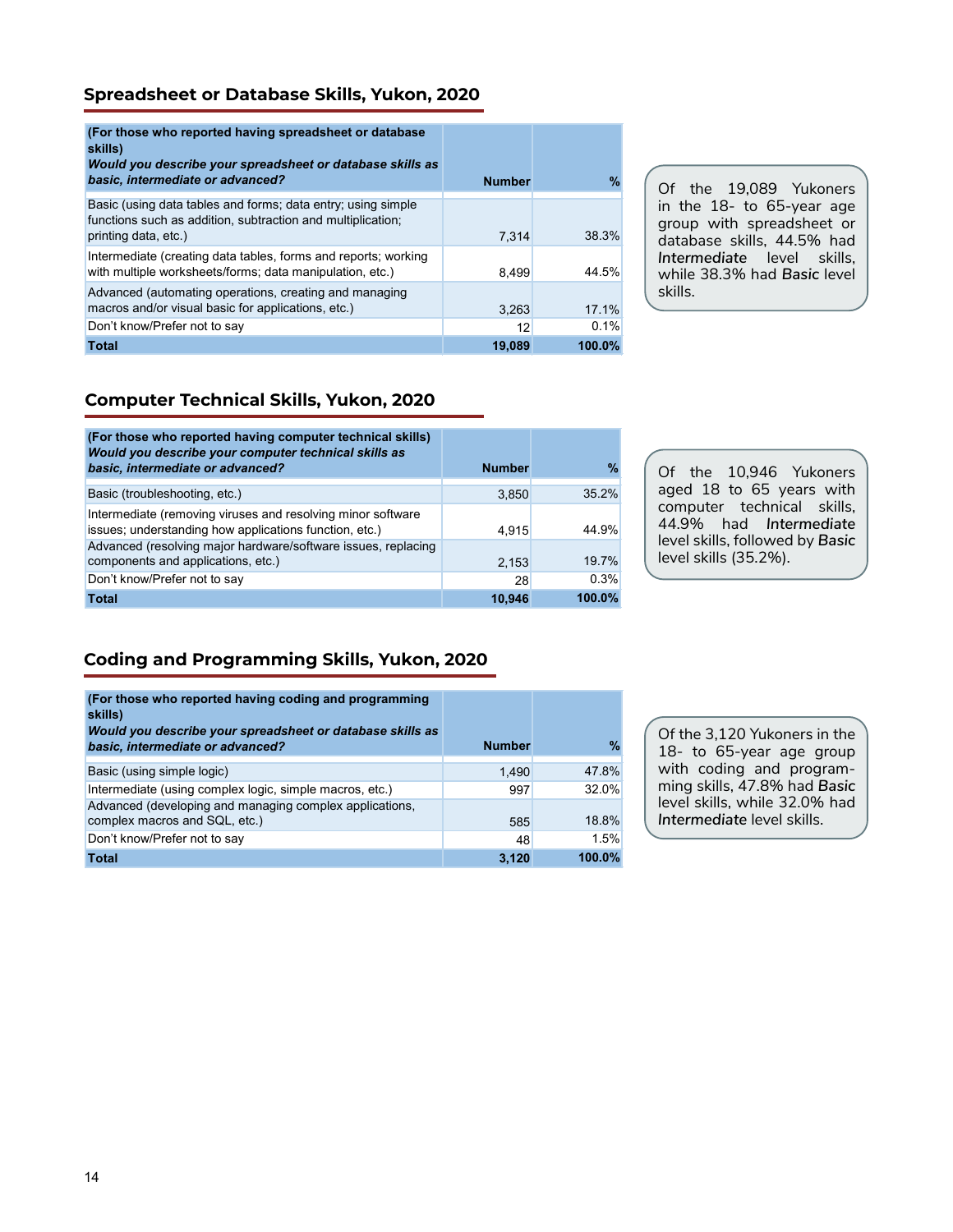## Spreadsheet or Database Skills, Yukon, 2020

| (For those who reported having spreadsheet or database skills) ***Would you describe your spreadsheet or database skills as basic, intermediate or advanced?*** | Number | % |
|---|---|---|
| Basic (using data tables and forms; data entry; using simple functions such as addition, subtraction and multiplication; printing data, etc.) | 7,314 | 38.3% |
| Intermediate (creating data tables, forms and reports; working with multiple worksheets/forms; data manipulation, etc.) | 8,499 | 44.5% |
| Advanced (automating operations, creating and managing macros and/or visual basic for applications, etc.) | 3,263 | 17.1% |
| Don't know/Prefer not to say | 12 | 0.1% |
| **Total** | **19,089** | **100.0%** |

Of the 19,089 Yukoners in the 18- to 65-year age group with spreadsheet or database skills, 44.5% had *Intermediate* level skills, while 38.3% had *Basic* level skills.

## Computer Technical Skills, Yukon, 2020

| (For those who reported having computer technical skills) ***Would you describe your computer technical skills as basic, intermediate or advanced?*** | Number | % |
|---|---|---|
| Basic (troubleshooting, etc.) | 3,850 | 35.2% |
| Intermediate (removing viruses and resolving minor software issues; understanding how applications function, etc.) | 4,915 | 44.9% |
| Advanced (resolving major hardware/software issues, replacing components and applications, etc.) | 2,153 | 19.7% |
| Don't know/Prefer not to say | 28 | 0.3% |
| **Total** | **10,946** | **100.0%** |

Of the 10,946 Yukoners aged 18 to 65 years with computer technical skills, 44.9% had *Intermediate* level skills, followed by *Basic* level skills (35.2%).

## Coding and Programming Skills, Yukon, 2020

| (For those who reported having coding and programming skills) ***Would you describe your spreadsheet or database skills as basic, intermediate or advanced?*** | Number | % |
|---|---|---|
| Basic (using simple logic) | 1,490 | 47.8% |
| Intermediate (using complex logic, simple macros, etc.) | 997 | 32.0% |
| Advanced (developing and managing complex applications, complex macros and SQL, etc.) | 585 | 18.8% |
| Don't know/Prefer not to say | 48 | 1.5% |
| **Total** | **3,120** | **100.0%** |

Of the 3,120 Yukoners in the 18- to 65-year age group with coding and programming skills, 47.8% had *Basic* level skills, while 32.0% had *Intermediate* level skills.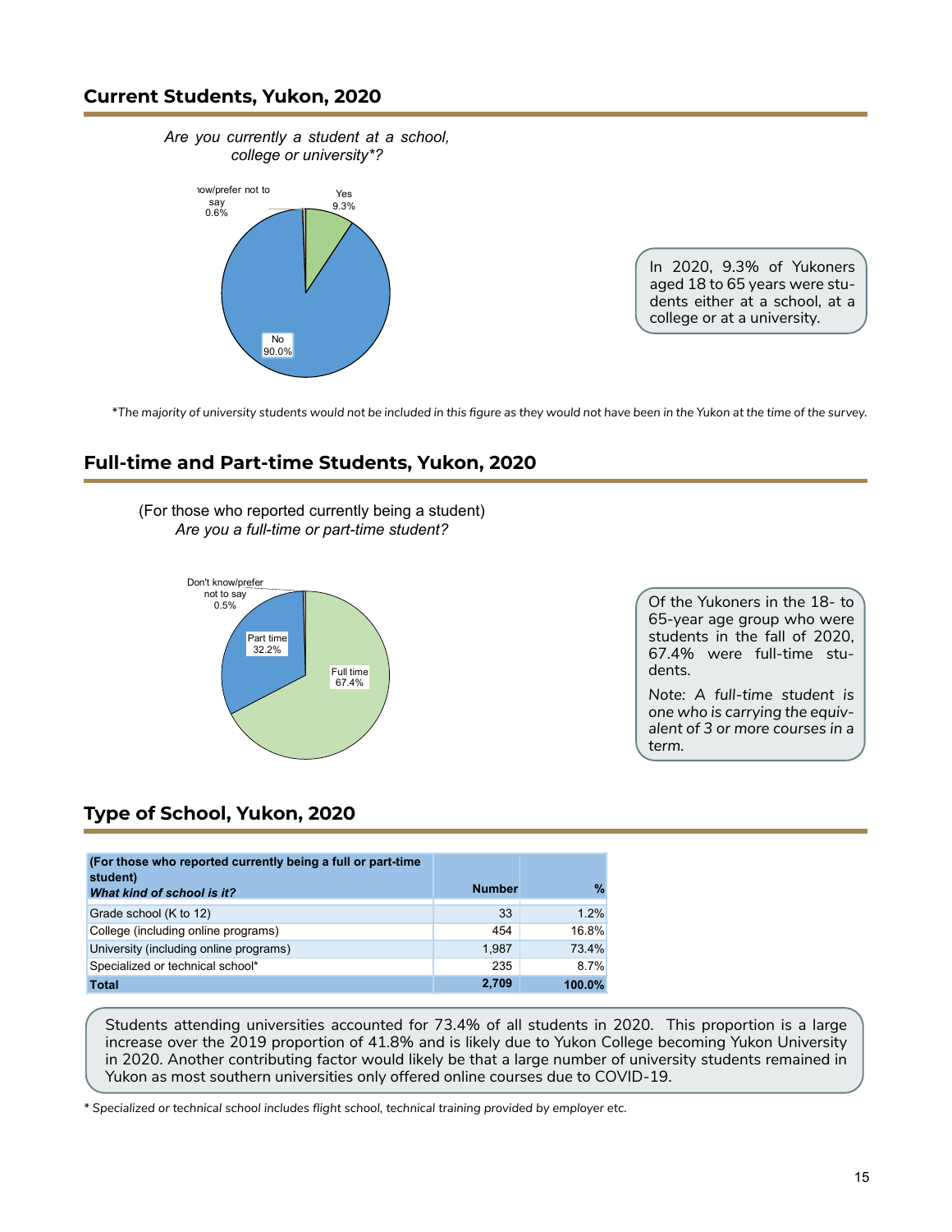## Current Students, Yukon, 2020

*Are you currently a student at a school, college or university*?*

Don't know/prefer not to say 0.6%
Yes 9.3%
No 90.0%

In 2020, 9.3% of Yukoners aged 18 to 65 years were students either at a school, at a college or at a university.

*The majority of university students would not be included in this figure as they would not have been in the Yukon at the time of the survey.*

## Full-time and Part-time Students, Yukon, 2020

(For those who reported currently being a student)
*Are you a full-time or part-time student?*

Don't know/prefer not to say 0.5%
Part time 32.2%
Full time 67.4%

Of the Yukoners in the 18- to 65-year age group who were students in the fall of 2020, 67.4% were full-time students.

Note: *A full-time student is one who is carrying the equivalent of 3 or more courses in a term.*

## Type of School, Yukon, 2020

| (For those who reported currently being a full or part-time student) *What kind of school is it?* | Number | % |
|---|---|---|
| Grade school (K to 12) | 33 | 1.2% |
| College (including online programs) | 454 | 16.8% |
| University (including online programs) | 1,987 | 73.4% |
| Specialized or technical school* | 235 | 8.7% |
| **Total** | **2,709** | **100.0%** |

Students attending universities accounted for 73.4% of all students in 2020. This proportion is a large increase over the 2019 proportion of 41.8% and is likely due to Yukon College becoming Yukon University in 2020. Another contributing factor would likely be that a large number of university students remained in Yukon as most southern universities only offered online courses due to COVID-19.

*\* Specialized or technical school includes flight school, technical training provided by employer etc.*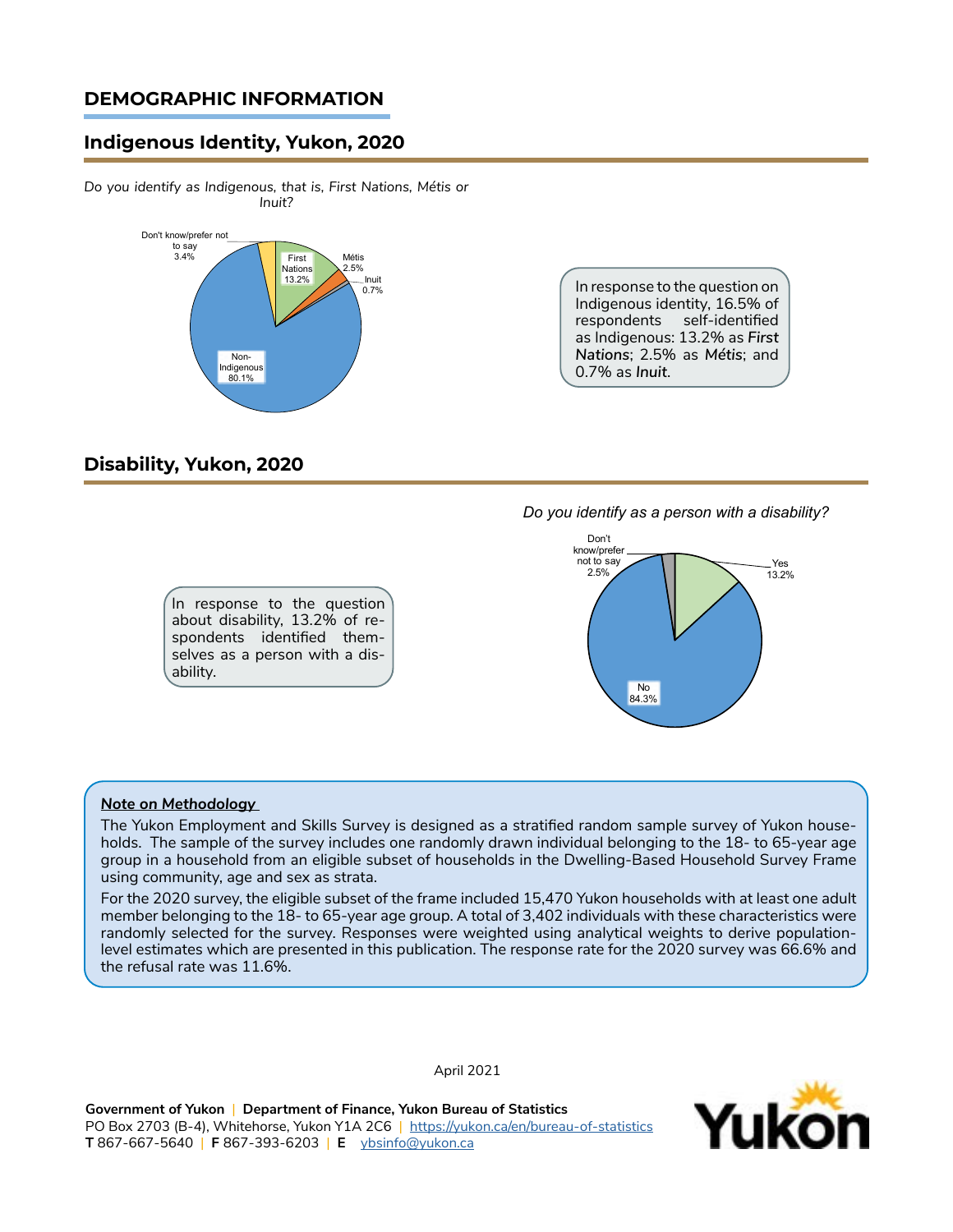## DEMOGRAPHIC INFORMATION

### Indigenous Identity, Yukon, 2020

*Do you identify as Indigenous, that is, First Nations, Métis or Inuit?*

Don't know/prefer not to say 3.4%
First Nations 13.2%
Métis 2.5%
Inuit 0.7%
Non-Indigenous 80.1%

In response to the question on Indigenous identity, 16.5% of respondents self-identified as Indigenous: 13.2% as ***First Nations***; 2.5% as ***Métis***; and 0.7% as ***Inuit***.

### Disability, Yukon, 2020

In response to the question about disability, 13.2% of respondents identified themselves as a person with a disability.

*Do you identify as a person with a disability?*

Don't know/prefer not to say 2.5%
Yes 13.2%
No 84.3%

**Note on Methodology**

The Yukon Employment and Skills Survey is designed as a stratified random sample survey of Yukon households. The sample of the survey includes one randomly drawn individual belonging to the 18- to 65-year age group in a household from an eligible subset of households in the Dwelling-Based Household Survey Frame using community, age and sex as strata.

For the 2020 survey, the eligible subset of the frame included 15,470 Yukon households with at least one adult member belonging to the 18- to 65-year age group. A total of 3,402 individuals with these characteristics were randomly selected for the survey. Responses were weighted using analytical weights to derive population-level estimates which are presented in this publication. The response rate for the 2020 survey was 66.6% and the refusal rate was 11.6%.

April 2021

**Government of Yukon** | **Department of Finance, Yukon Bureau of Statistics**
PO Box 2703 (B-4), Whitehorse, Yukon Y1A 2C6 | https://yukon.ca/en/bureau-of-statistics
**T** 867-667-5640 | **F** 867-393-6203 | **E** ybsinfo@yukon.ca

Yukon